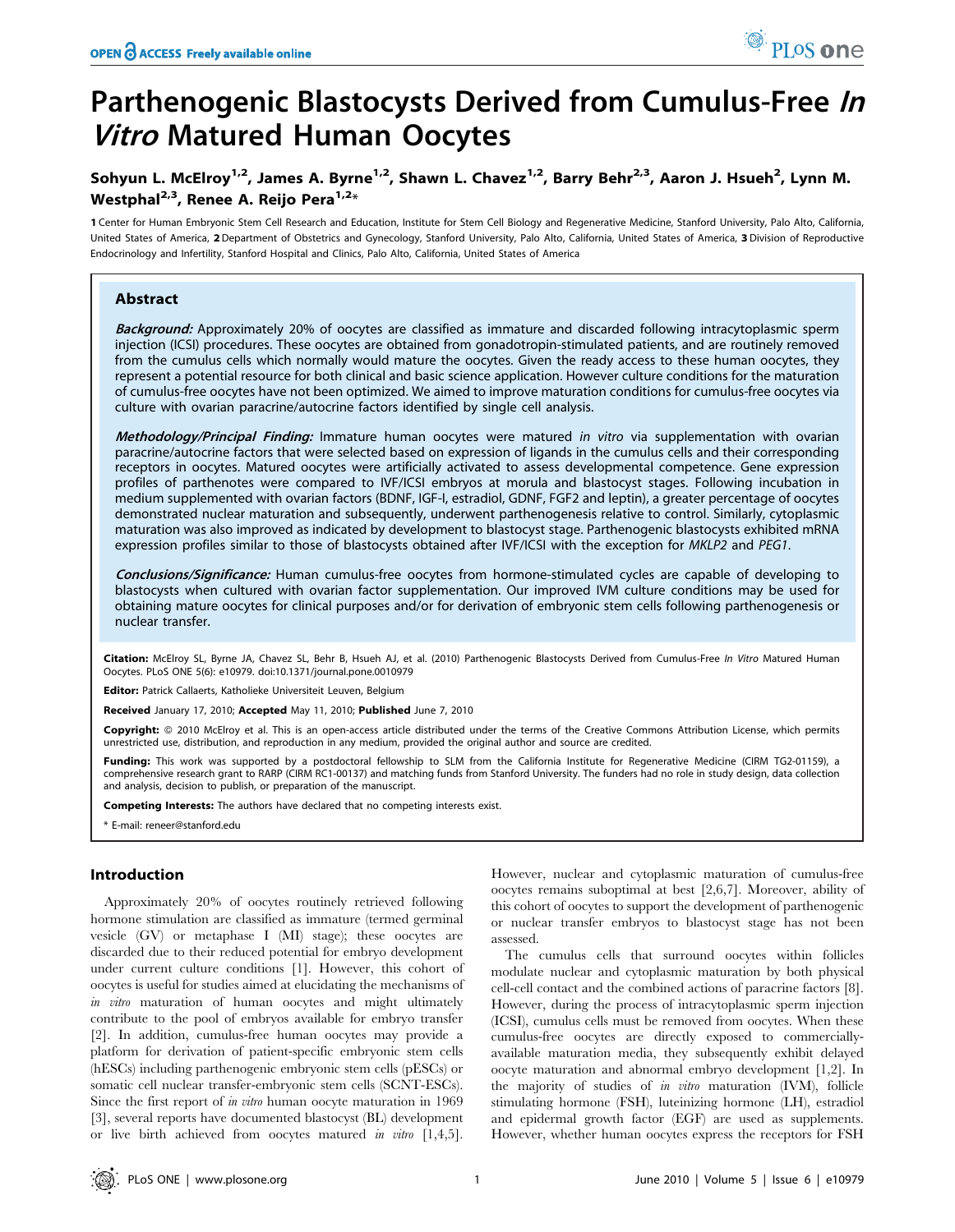# Parthenogenic Blastocysts Derived from Cumulus-Free *In Vitro* Matured Human Oocytes

**Sohyun L. McElroy[1,2], James A. Byrne[1,2], Shawn L. Chavez[1,2], Barry Behr[2,3], Aaron J. Hsueh[2], Lynn M. Westphal[2,3], Renee A. Reijo Pera[1,2]***

**1** Center for Human Embryonic Stem Cell Research and Education, Institute for Stem Cell Biology and Regenerative Medicine, Stanford University, Palo Alto, California, United States of America, **2** Department of Obstetrics and Gynecology, Stanford University, Palo Alto, California, United States of America, **3** Division of Reproductive Endocrinology and Infertility, Stanford Hospital and Clinics, Palo Alto, California, United States of America

## Abstract

***Background:*** Approximately 20% of oocytes are classified as immature and discarded following intracytoplasmic sperm injection (ICSI) procedures. These oocytes are obtained from gonadotropin-stimulated patients, and are routinely removed from the cumulus cells which normally would mature the oocytes. Given the ready access to these human oocytes, they represent a potential resource for both clinical and basic science application. However culture conditions for the maturation of cumulus-free oocytes have not been optimized. We aimed to improve maturation conditions for cumulus-free oocytes via culture with ovarian paracrine/autocrine factors identified by single cell analysis.

***Methodology/Principal Finding:*** Immature human oocytes were matured *in vitro* via supplementation with ovarian paracrine/autocrine factors that were selected based on expression of ligands in the cumulus cells and their corresponding receptors in oocytes. Matured oocytes were artificially activated to assess developmental competence. Gene expression profiles of parthenotes were compared to IVF/ICSI embryos at morula and blastocyst stages. Following incubation in medium supplemented with ovarian factors (BDNF, IGF-I, estradiol, GDNF, FGF2 and leptin), a greater percentage of oocytes demonstrated nuclear maturation and subsequently, underwent parthenogenesis relative to control. Similarly, cytoplasmic maturation was also improved as indicated by development to blastocyst stage. Parthenogenic blastocysts exhibited mRNA expression profiles similar to those of blastocysts obtained after IVF/ICSI with the exception for *MKLP2* and *PEG1*.

***Conclusions/Significance:*** Human cumulus-free oocytes from hormone-stimulated cycles are capable of developing to blastocysts when cultured with ovarian factor supplementation. Our improved IVM culture conditions may be used for obtaining mature oocytes for clinical purposes and/or for derivation of embryonic stem cells following parthenogenesis or nuclear transfer.

**Citation:** McElroy SL, Byrne JA, Chavez SL, Behr B, Hsueh AJ, et al. (2010) Parthenogenic Blastocysts Derived from Cumulus-Free *In Vitro* Matured Human Oocytes. PLoS ONE 5(6): e10979. doi:10.1371/journal.pone.0010979

**Editor:** Patrick Callaerts, Katholieke Universiteit Leuven, Belgium

**Received** January 17, 2010; **Accepted** May 11, 2010; **Published** June 7, 2010

**Copyright:** © 2010 McElroy et al. This is an open-access article distributed under the terms of the Creative Commons Attribution License, which permits unrestricted use, distribution, and reproduction in any medium, provided the original author and source are credited.

**Funding:** This work was supported by a postdoctoral fellowship to SLM from the California Institute for Regenerative Medicine (CIRM TG2-01159), a comprehensive research grant to RARP (CIRM RC1-00137) and matching funds from Stanford University. The funders had no role in study design, data collection and analysis, decision to publish, or preparation of the manuscript.

**Competing Interests:** The authors have declared that no competing interests exist.

\* E-mail: reneer@stanford.edu

## Introduction

Approximately 20% of oocytes routinely retrieved following hormone stimulation are classified as immature (termed germinal vesicle (GV) or metaphase I (MI) stage); these oocytes are discarded due to their reduced potential for embryo development under current culture conditions [1]. However, this cohort of oocytes is useful for studies aimed at elucidating the mechanisms of *in vitro* maturation of human oocytes and might ultimately contribute to the pool of embryos available for embryo transfer [2]. In addition, cumulus-free human oocytes may provide a platform for derivation of patient-specific embryonic stem cells (hESCs) including parthenogenic embryonic stem cells (pESCs) or somatic cell nuclear transfer-embryonic stem cells (SCNT-ESCs). Since the first report of *in vitro* human oocyte maturation in 1969 [3], several reports have documented blastocyst (BL) development or live birth achieved from oocytes matured *in vitro* [1,4,5]. However, nuclear and cytoplasmic maturation of cumulus-free oocytes remains suboptimal at best [2,6,7]. Moreover, ability of this cohort of oocytes to support the development of parthenogenic or nuclear transfer embryos to blastocyst stage has not been assessed.

The cumulus cells that surround oocytes within follicles modulate nuclear and cytoplasmic maturation by both physical cell-cell contact and the combined actions of paracrine factors [8]. However, during the process of intracytoplasmic sperm injection (ICSI), cumulus cells must be removed from oocytes. When these cumulus-free oocytes are directly exposed to commercially-available maturation media, they subsequently exhibit delayed oocyte maturation and abnormal embryo development [1,2]. In the majority of studies of *in vitro* maturation (IVM), follicle stimulating hormone (FSH), luteinizing hormone (LH), estradiol and epidermal growth factor (EGF) are used as supplements. However, whether human oocytes express the receptors for FSH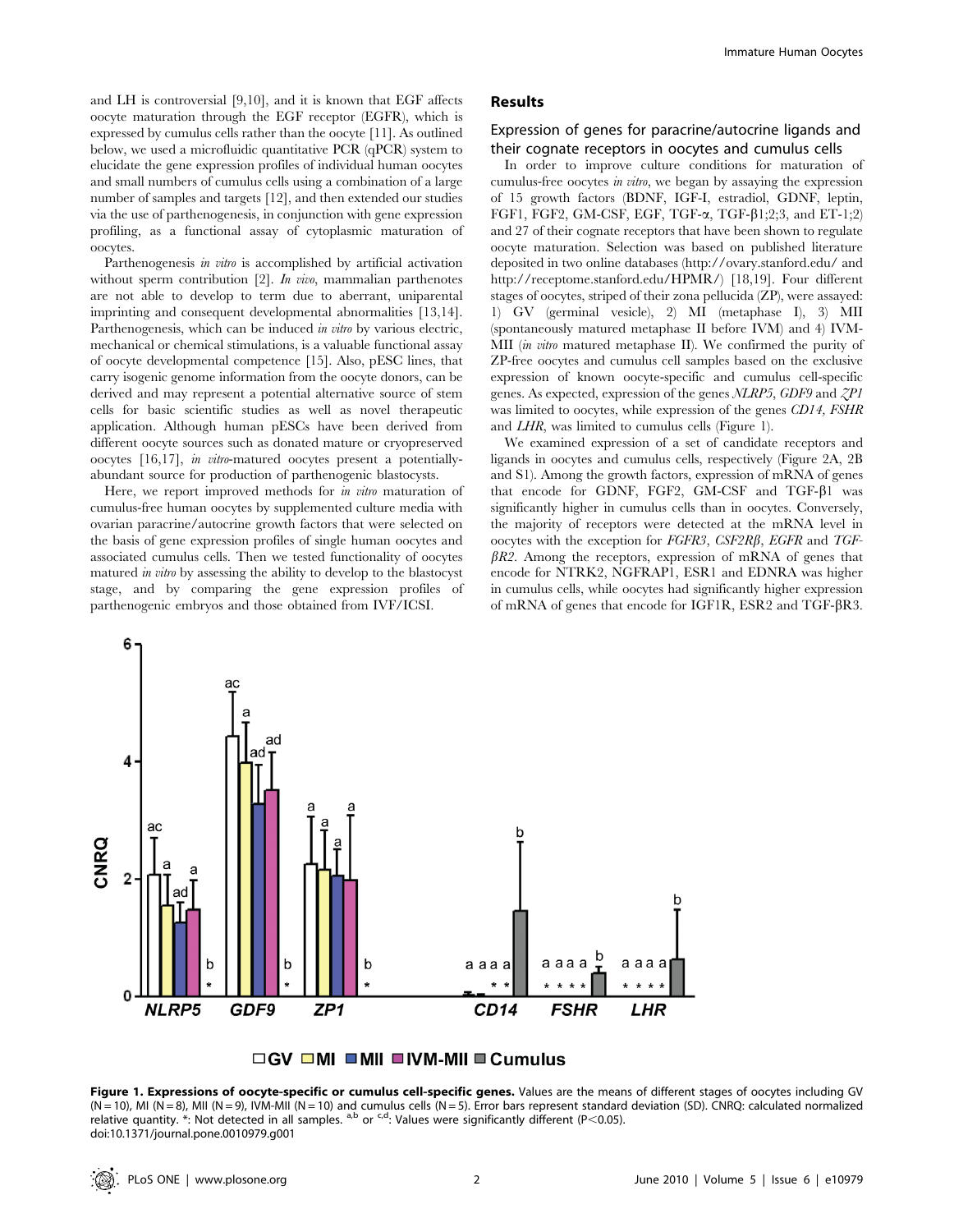and LH is controversial [9,10], and it is known that EGF affects oocyte maturation through the EGF receptor (EGFR), which is expressed by cumulus cells rather than the oocyte [11]. As outlined below, we used a microfluidic quantitative PCR (qPCR) system to elucidate the gene expression profiles of individual human oocytes and small numbers of cumulus cells using a combination of a large number of samples and targets [12], and then extended our studies via the use of parthenogenesis, in conjunction with gene expression profiling, as a functional assay of cytoplasmic maturation of oocytes.

Parthenogenesis *in vitro* is accomplished by artificial activation without sperm contribution [2]. *In vivo*, mammalian parthenotes are not able to develop to term due to aberrant, uniparental imprinting and consequent developmental abnormalities [13,14]. Parthenogenesis, which can be induced *in vitro* by various electric, mechanical or chemical stimulations, is a valuable functional assay of oocyte developmental competence [15]. Also, pESC lines, that carry isogenic genome information from the oocyte donors, can be derived and may represent a potential alternative source of stem cells for basic scientific studies as well as novel therapeutic application. Although human pESCs have been derived from different oocyte sources such as donated mature or cryopreserved oocytes [16,17], *in vitro*-matured oocytes present a potentially-abundant source for production of parthenogenic blastocysts.

Here, we report improved methods for *in vitro* maturation of cumulus-free human oocytes by supplemented culture media with ovarian paracrine/autocrine growth factors that were selected on the basis of gene expression profiles of single human oocytes and associated cumulus cells. Then we tested functionality of oocytes matured *in vitro* by assessing the ability to develop to the blastocyst stage, and by comparing the gene expression profiles of parthenogenic embryos and those obtained from IVF/ICSI.

## Results

### Expression of genes for paracrine/autocrine ligands and their cognate receptors in oocytes and cumulus cells

In order to improve culture conditions for maturation of cumulus-free oocytes *in vitro*, we began by assaying the expression of 15 growth factors (BDNF, IGF-I, estradiol, GDNF, leptin, FGF1, FGF2, GM-CSF, EGF, TGF-α, TGF-β1;2;3, and ET-1;2) and 27 of their cognate receptors that have been shown to regulate oocyte maturation. Selection was based on published literature deposited in two online databases (http://ovary.stanford.edu/ and http://receptome.stanford.edu/HPMR/) [18,19]. Four different stages of oocytes, striped of their zona pellucida (ZP), were assayed: 1) GV (germinal vesicle), 2) MI (metaphase I), 3) MII (spontaneously matured metaphase II before IVM) and 4) IVM-MII (*in vitro* matured metaphase II). We confirmed the purity of ZP-free oocytes and cumulus cell samples based on the exclusive expression of known oocyte-specific and cumulus cell-specific genes. As expected, expression of the genes *NLRP5*, *GDF9* and *ZP1* was limited to oocytes, while expression of the genes *CD14, FSHR* and *LHR*, was limited to cumulus cells (Figure 1).

We examined expression of a set of candidate receptors and ligands in oocytes and cumulus cells, respectively (Figure 2A, 2B and S1). Among the growth factors, expression of mRNA of genes that encode for GDNF, FGF2, GM-CSF and TGF-β1 was significantly higher in cumulus cells than in oocytes. Conversely, the majority of receptors were detected at the mRNA level in oocytes with the exception for *FGFR3*, *CSF2Rβ*, *EGFR* and *TGF-βR2*. Among the receptors, expression of mRNA of genes that encode for NTRK2, NGFRAP1, ESR1 and EDNRA was higher in cumulus cells, while oocytes had significantly higher expression of mRNA of genes that encode for IGF1R, ESR2 and TGF-βR3.

**Figure 1. Expressions of oocyte-specific or cumulus cell-specific genes.** Values are the means of different stages of oocytes including GV (N = 10), MI (N = 8), MII (N = 9), IVM-MII (N = 10) and cumulus cells (N = 5). Error bars represent standard deviation (SD). CNRQ: calculated normalized relative quantity. *: Not detected in all samples. [a,b] or [c,d]: Values were significantly different ($P<0.05$).
doi:10.1371/journal.pone.0010979.g001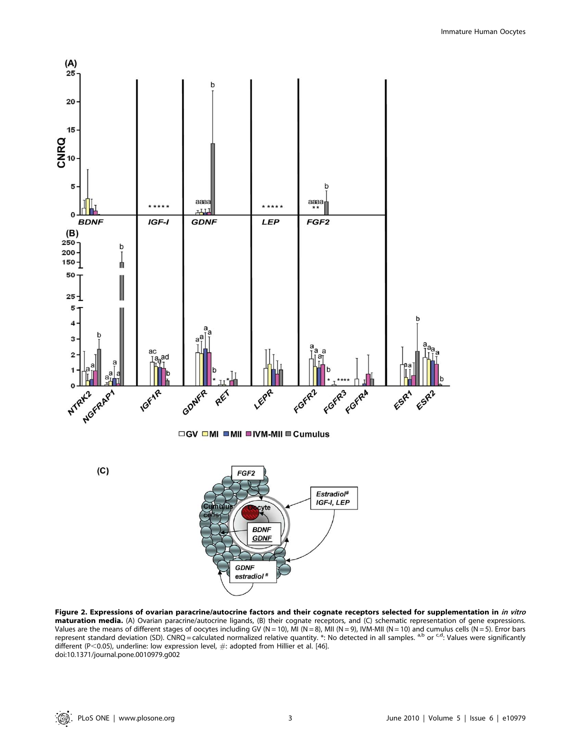**Figure 2. Expressions of ovarian paracrine/autocrine factors and their cognate receptors selected for supplementation in *in vitro* maturation media.** (A) Ovarian paracrine/autocrine ligands, (B) their cognate receptors, and (C) schematic representation of gene expressions. Values are the means of different stages of oocytes including GV (N = 10), MI (N = 8), MII (N = 9), IVM-MII (N = 10) and cumulus cells (N = 5). Error bars represent standard deviation (SD). CNRQ = calculated normalized relative quantity. *: No detected in all samples. [a,b] or [c,d]: Values were significantly different (P<0.05), underline: low expression level, #: adopted from Hillier et al. [46].
doi:10.1371/journal.pone.0010979.g002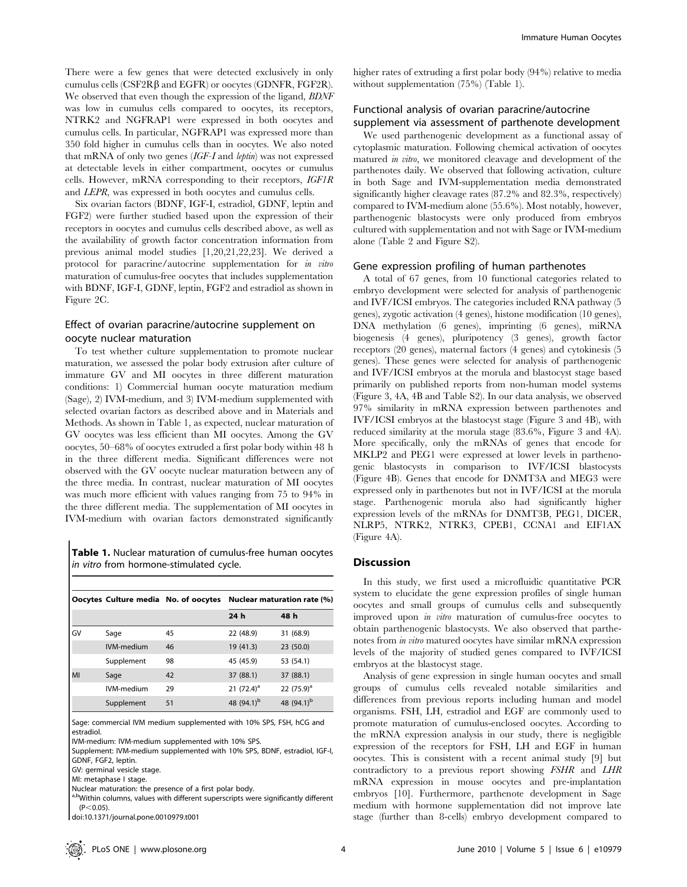There were a few genes that were detected exclusively in only cumulus cells (CSF2Rβ and EGFR) or oocytes (GDNFR, FGF2R). We observed that even though the expression of the ligand, *BDNF* was low in cumulus cells compared to oocytes, its receptors, NTRK2 and NGFRAP1 were expressed in both oocytes and cumulus cells. In particular, NGFRAP1 was expressed more than 350 fold higher in cumulus cells than in oocytes. We also noted that mRNA of only two genes (*IGF-I* and *leptin*) was not expressed at detectable levels in either compartment, oocytes or cumulus cells. However, mRNA corresponding to their receptors, *IGF1R* and *LEPR*, was expressed in both oocytes and cumulus cells.

Six ovarian factors (BDNF, IGF-I, estradiol, GDNF, leptin and FGF2) were further studied based upon the expression of their receptors in oocytes and cumulus cells described above, as well as the availability of growth factor concentration information from previous animal model studies [1,20,21,22,23]. We derived a protocol for paracrine/autocrine supplementation for *in vitro* maturation of cumulus-free oocytes that includes supplementation with BDNF, IGF-I, GDNF, leptin, FGF2 and estradiol as shown in Figure 2C.

### Effect of ovarian paracrine/autocrine supplement on oocyte nuclear maturation

To test whether culture supplementation to promote nuclear maturation, we assessed the polar body extrusion after culture of immature GV and MI oocytes in three different maturation conditions: 1) Commercial human oocyte maturation medium (Sage), 2) IVM-medium, and 3) IVM-medium supplemented with selected ovarian factors as described above and in Materials and Methods. As shown in Table 1, as expected, nuclear maturation of GV oocytes was less efficient than MI oocytes. Among the GV oocytes, 50–68% of oocytes extruded a first polar body within 48 h in the three different media. Significant differences were not observed with the GV oocyte nuclear maturation between any of the three media. In contrast, nuclear maturation of MI oocytes was much more efficient with values ranging from 75 to 94% in the three different media. The supplementation of MI oocytes in IVM-medium with ovarian factors demonstrated significantly higher rates of extruding a first polar body (94%) relative to media without supplementation (75%) (Table 1).

**Table 1.** Nuclear maturation of cumulus-free human oocytes *in vitro* from hormone-stimulated cycle.

| Oocytes | Culture media | No. of oocytes | Nuclear maturation rate (%) | |
|---|---|---|---|---|
| | | | 24 h | 48 h |
| GV | Sage | 45 | 22 (48.9) | 31 (68.9) |
| | IVM-medium | 46 | 19 (41.3) | 23 (50.0) |
| | Supplement | 98 | 45 (45.9) | 53 (54.1) |
| MI | Sage | 42 | 37 (88.1) | 37 (88.1) |
| | IVM-medium | 29 | 21 (72.4)[a] | 22 (75.9)[a] |
| | Supplement | 51 | 48 (94.1)[b] | 48 (94.1)[b] |

Sage: commercial IVM medium supplemented with 10% SPS, FSH, hCG and estradiol.
IVM-medium: IVM-medium supplemented with 10% SPS.
Supplement: IVM-medium supplemented with 10% SPS, BDNF, estradiol, IGF-I, GDNF, FGF2, leptin.
GV: germinal vesicle stage.
MI: metaphase I stage.
Nuclear maturation: the presence of a first polar body.
[a,b]Within columns, values with different superscripts were significantly different ($P<0.05$).
doi:10.1371/journal.pone.0010979.t001

### Functional analysis of ovarian paracrine/autocrine supplement via assessment of parthenote development

We used parthenogenic development as a functional assay of cytoplasmic maturation. Following chemical activation of oocytes matured *in vitro*, we monitored cleavage and development of the parthenotes daily. We observed that following activation, culture in both Sage and IVM-supplementation media demonstrated significantly higher cleavage rates (87.2% and 82.3%, respectively) compared to IVM-medium alone (55.6%). Most notably, however, parthenogenic blastocysts were only produced from embryos cultured with supplementation and not with Sage or IVM-medium alone (Table 2 and Figure S2).

### Gene expression profiling of human parthenotes

A total of 67 genes, from 10 functional categories related to embryo development were selected for analysis of parthenogenic and IVF/ICSI embryos. The categories included RNA pathway (5 genes), zygotic activation (4 genes), histone modification (10 genes), DNA methylation (6 genes), imprinting (6 genes), miRNA biogenesis (4 genes), pluripotency (3 genes), growth factor receptors (20 genes), maternal factors (4 genes) and cytokinesis (5 genes). These genes were selected for analysis of parthenogenic and IVF/ICSI embryos at the morula and blastocyst stage based primarily on published reports from non-human model systems (Figure 3, 4A, 4B and Table S2). In our data analysis, we observed 97% similarity in mRNA expression between parthenotes and IVF/ICSI embryos at the blastocyst stage (Figure 3 and 4B), with reduced similarity at the morula stage (83.6%, Figure 3 and 4A). More specifically, only the mRNAs of genes that encode for MKLP2 and PEG1 were expressed at lower levels in parthenogenic blastocysts in comparison to IVF/ICSI blastocysts (Figure 4B). Genes that encode for DNMT3A and MEG3 were expressed only in parthenotes but not in IVF/ICSI at the morula stage. Parthenogenic morula also had significantly higher expression levels of the mRNAs for DNMT3B, PEG1, DICER, NLRP5, NTRK2, NTRK3, CPEB1, CCNA1 and EIF1AX (Figure 4A).

## Discussion

In this study, we first used a microfluidic quantitative PCR system to elucidate the gene expression profiles of single human oocytes and small groups of cumulus cells and subsequently improved upon *in vitro* maturation of cumulus-free oocytes to obtain parthenogenic blastocysts. We also observed that parthenotes from *in vitro* matured oocytes have similar mRNA expression levels of the majority of studied genes compared to IVF/ICSI embryos at the blastocyst stage.

Analysis of gene expression in single human oocytes and small groups of cumulus cells revealed notable similarities and differences from previous reports including human and model organisms. FSH, LH, estradiol and EGF are commonly used to promote maturation of cumulus-enclosed oocytes. According to the mRNA expression analysis in our study, there is negligible expression of the receptors for FSH, LH and EGF in human oocytes. This is consistent with a recent animal study [9] but contradictory to a previous report showing *FSHR* and *LHR* mRNA expression in mouse oocytes and pre-implantation embryos [10]. Furthermore, parthenote development in Sage medium with hormone supplementation did not improve late stage (further than 8-cells) embryo development compared to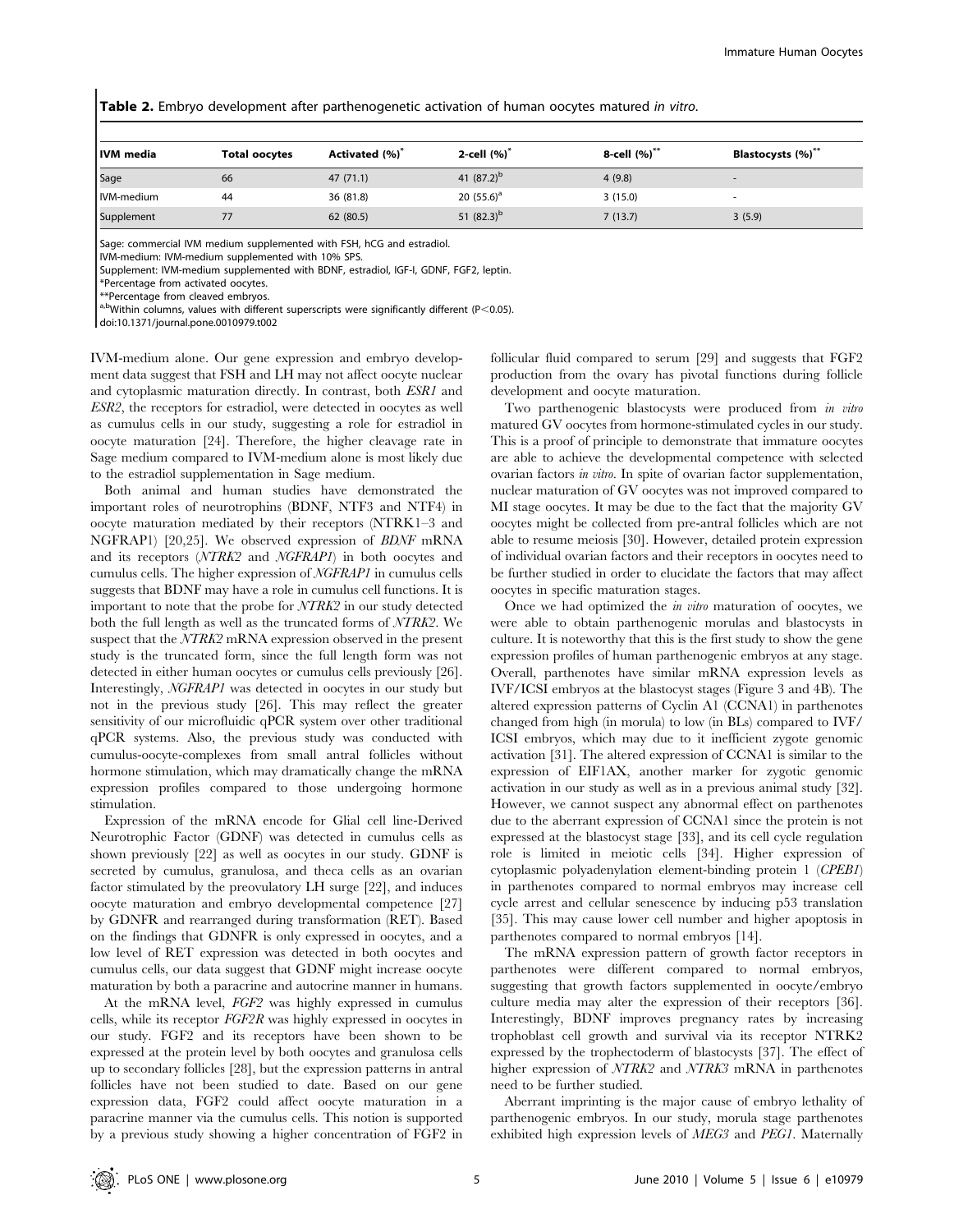**Table 2.** Embryo development after parthenogenetic activation of human oocytes matured *in vitro*.

| IVM media | Total oocytes | Activated (%)* | 2-cell (%)* | 8-cell (%)** | Blastocysts (%)** |
|---|---|---|---|---|---|
| Sage | 66 | 47 (71.1) | 41 (87.2)[b] | 4 (9.8) | - |
| IVM-medium | 44 | 36 (81.8) | 20 (55.6)[a] | 3 (15.0) | - |
| Supplement | 77 | 62 (80.5) | 51 (82.3)[b] | 7 (13.7) | 3 (5.9) |

Sage: commercial IVM medium supplemented with FSH, hCG and estradiol.
IVM-medium: IVM-medium supplemented with 10% SPS.
Supplement: IVM-medium supplemented with BDNF, estradiol, IGF-I, GDNF, FGF2, leptin.
*Percentage from activated oocytes.
**Percentage from cleaved embryos.
a,bWithin columns, values with different superscripts were significantly different ($P<0.05$).
doi:10.1371/journal.pone.0010979.t002

IVM-medium alone. Our gene expression and embryo development data suggest that FSH and LH may not affect oocyte nuclear and cytoplasmic maturation directly. In contrast, both *ESR1* and *ESR2*, the receptors for estradiol, were detected in oocytes as well as cumulus cells in our study, suggesting a role for estradiol in oocyte maturation [24]. Therefore, the higher cleavage rate in Sage medium compared to IVM-medium alone is most likely due to the estradiol supplementation in Sage medium.

Both animal and human studies have demonstrated the important roles of neurotrophins (BDNF, NTF3 and NTF4) in oocyte maturation mediated by their receptors (NTRK1–3 and NGFRAP1) [20,25]. We observed expression of *BDNF* mRNA and its receptors (*NTRK2* and *NGFRAP1*) in both oocytes and cumulus cells. The higher expression of *NGFRAP1* in cumulus cells suggests that BDNF may have a role in cumulus cell functions. It is important to note that the probe for *NTRK2* in our study detected both the full length as well as the truncated forms of *NTRK2*. We suspect that the *NTRK2* mRNA expression observed in the present study is the truncated form, since the full length form was not detected in either human oocytes or cumulus cells previously [26]. Interestingly, *NGFRAP1* was detected in oocytes in our study but not in the previous study [26]. This may reflect the greater sensitivity of our microfluidic qPCR system over other traditional qPCR systems. Also, the previous study was conducted with cumulus-oocyte-complexes from small antral follicles without hormone stimulation, which may dramatically change the mRNA expression profiles compared to those undergoing hormone stimulation.

Expression of the mRNA encode for Glial cell line-Derived Neurotrophic Factor (GDNF) was detected in cumulus cells as shown previously [22] as well as oocytes in our study. GDNF is secreted by cumulus, granulosa, and theca cells as an ovarian factor stimulated by the preovulatory LH surge [22], and induces oocyte maturation and embryo developmental competence [27] by GDNFR and rearranged during transformation (RET). Based on the findings that GDNFR is only expressed in oocytes, and a low level of RET expression was detected in both oocytes and cumulus cells, our data suggest that GDNF might increase oocyte maturation by both a paracrine and autocrine manner in humans.

At the mRNA level, *FGF2* was highly expressed in cumulus cells, while its receptor *FGF2R* was highly expressed in oocytes in our study. FGF2 and its receptors have been shown to be expressed at the protein level by both oocytes and granulosa cells up to secondary follicles [28], but the expression patterns in antral follicles have not been studied to date. Based on our gene expression data, FGF2 could affect oocyte maturation in a paracrine manner via the cumulus cells. This notion is supported by a previous study showing a higher concentration of FGF2 in follicular fluid compared to serum [29] and suggests that FGF2 production from the ovary has pivotal functions during follicle development and oocyte maturation.

Two parthenogenic blastocysts were produced from *in vitro* matured GV oocytes from hormone-stimulated cycles in our study. This is a proof of principle to demonstrate that immature oocytes are able to achieve the developmental competence with selected ovarian factors *in vitro*. In spite of ovarian factor supplementation, nuclear maturation of GV oocytes was not improved compared to MI stage oocytes. It may be due to the fact that the majority GV oocytes might be collected from pre-antral follicles which are not able to resume meiosis [30]. However, detailed protein expression of individual ovarian factors and their receptors in oocytes need to be further studied in order to elucidate the factors that may affect oocytes in specific maturation stages.

Once we had optimized the *in vitro* maturation of oocytes, we were able to obtain parthenogenic morulas and blastocysts in culture. It is noteworthy that this is the first study to show the gene expression profiles of human parthenogenic embryos at any stage. Overall, parthenotes have similar mRNA expression levels as IVF/ICSI embryos at the blastocyst stages (Figure 3 and 4B). The altered expression patterns of Cyclin A1 (CCNA1) in parthenotes changed from high (in morula) to low (in BLs) compared to IVF/ICSI embryos, which may due to it inefficient zygote genomic activation [31]. The altered expression of CCNA1 is similar to the expression of EIF1AX, another marker for zygotic genomic activation in our study as well as in a previous animal study [32]. However, we cannot suspect any abnormal effect on parthenotes due to the aberrant expression of CCNA1 since the protein is not expressed at the blastocyst stage [33], and its cell cycle regulation role is limited in meiotic cells [34]. Higher expression of cytoplasmic polyadenylation element-binding protein 1 (*CPEB1*) in parthenotes compared to normal embryos may increase cell cycle arrest and cellular senescence by inducing p53 translation [35]. This may cause lower cell number and higher apoptosis in parthenotes compared to normal embryos [14].

The mRNA expression pattern of growth factor receptors in parthenotes were different compared to normal embryos, suggesting that growth factors supplemented in oocyte/embryo culture media may alter the expression of their receptors [36]. Interestingly, BDNF improves pregnancy rates by increasing trophoblast cell growth and survival via its receptor NTRK2 expressed by the trophectoderm of blastocysts [37]. The effect of higher expression of *NTRK2* and *NTRK3* mRNA in parthenotes need to be further studied.

Aberrant imprinting is the major cause of embryo lethality of parthenogenic embryos. In our study, morula stage parthenotes exhibited high expression levels of *MEG3* and *PEG1*. Maternally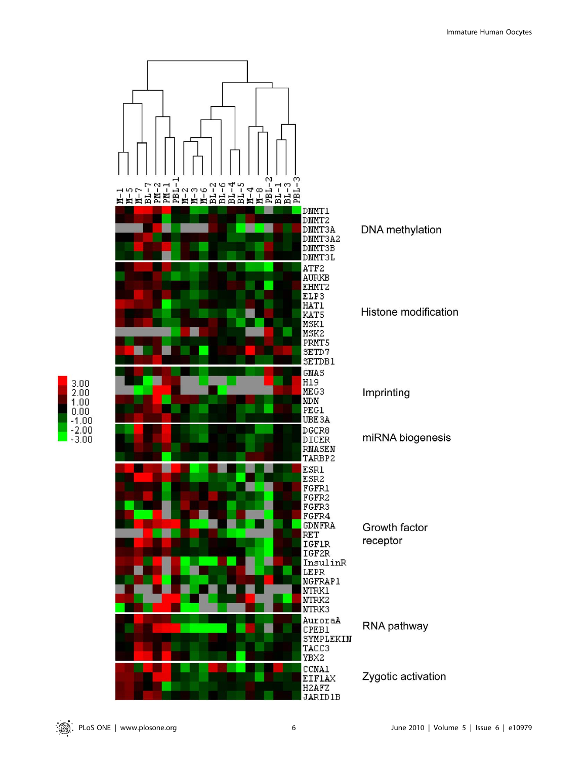DNMT1
DNMT2
DNMT3A
DNMT3A2
DNMT3B
DNMT3L

DNA methylation

ATF2
AURKB
EHMT2
ELP3
HAT1
KAT5
MSK1
MSK2
PRMT5
SETD7
SETDB1

Histone modification

GNAS
H19
MEG3
NDN
PEG1
UBE3A

Imprinting

DGCR8
DICER
RNASEN
TARBP2

miRNA biogenesis

ESR1
ESR2
FGFR1
FGFR2
FGFR3
FGFR4
GDNFRA
RET
IGF1R
IGF2R
InsulinR
LEPR
NGFRAP1
NTRK1
NTRK2
NTRK3

Growth factor receptor

AuroraA
CPEB1
SYMPLEKIN
TACC3
YBX2

RNA pathway

CCNA1
EIF1AX
H2AFZ
JARID1B

Zygotic activation

M-1 M-5 M-7 BL-7 PM-2 PM-1 PBL-1 M-2 M-3 M-6 BL-2 BL-6 BL-4 BL-5 M-4 M-8 PBL-2 BL-1 BL-3 PBL-3

3.00
2.00
1.00
0.00
-1.00
-2.00
-3.00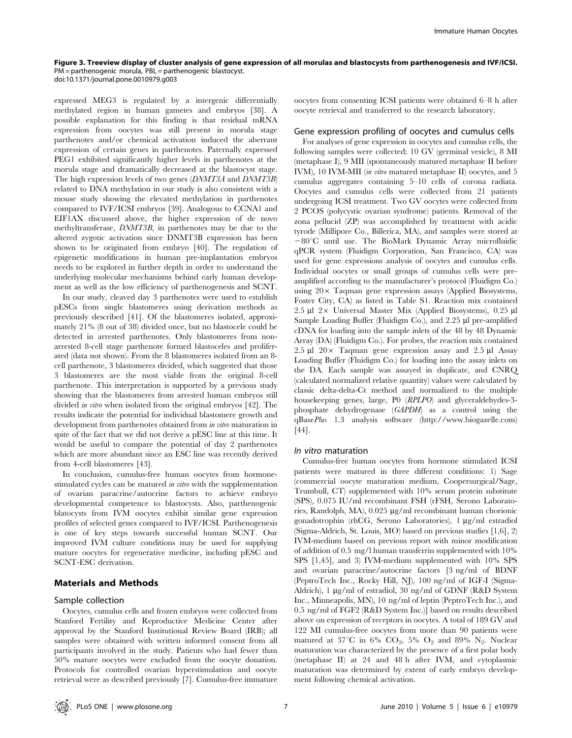**Figure 3. Treeview display of cluster analysis of gene expression of all morulas and blastocysts from parthenogenesis and IVF/ICSI.** PM = parthenogenic morula, PBL = parthenogenic blastocyst.
doi:10.1371/journal.pone.0010979.g003

expressed MEG3 is regulated by a intergenic differentially methylated region in human gametes and embryos [38]. A possible explanation for this finding is that residual mRNA expression from oocytes was still present in morula stage parthenotes and/or chemical activation induced the aberrant expression of certain genes in parthenotes. Paternally expressed PEG1 exhibited significantly higher levels in parthenotes at the morula stage and dramatically decreased at the blastocyst stage. The high expression levels of two genes (*DNMT3A* and *DNMT3B*) related to DNA methylation in our study is also consistent with a mouse study showing the elevated methylation in parthenotes compared to IVF/ICSI embryos [39]. Analogous to CCNA1 and EIF1AX discussed above, the higher expression of de novo methyltransferase, *DNMT3B*, in parthenotes may be due to the altered zygotic activation since DNMT3B expression has been shown to be originated from embryo [40]. The regulation of epigenetic modifications in human pre-implantation embryos needs to be explored in further depth in order to understand the underlying molecular mechanisms behind early human development as well as the low efficiency of parthenogenesis and SCNT.

In our study, cleaved day 3 parthenotes were used to establish pESCs from single blastomeres using derivation methods as previously described [41]. Of the blastomeres isolated, approximately 21% (8 out of 38) divided once, but no blastocele could be detected in arrested parthenotes. Only blastomeres from non-arrested 8-cell stage parthenote formed blastoceles and proliferated (data not shown). From the 8 blastomeres isolated from an 8-cell parthenote, 3 blastomeres divided, which suggested that those 3 blastomeres are the most viable from the original 8-cell parthenote. This interpretation is supported by a previous study showing that the blastomeres from arrested human embryos still divided *in vitro* when isolated from the original embryos [42]. The results indicate the potential for individual blastomere growth and development from parthenotes obtained from *in vitro* maturation in spite of the fact that we did not derive a pESC line at this time. It would be useful to compare the potential of day 2 parthenotes which are more abundant since an ESC line was recently derived from 4-cell blastomeres [43].

In conclusion, cumulus-free human oocytes from hormone-stimulated cycles can be matured *in vitro* with the supplementation of ovarian paracrine/autocrine factors to achieve embryo developmental competence to blastocysts. Also, parthenogenic blatocysts from IVM oocytes exhibit similar gene expression profiles of selected genes compared to IVF/ICSI. Parthenogenesis is one of key steps towards successful human SCNT. Our improved IVM culture conditions may be used for supplying mature oocytes for regenerative medicine, including pESC and SCNT-ESC derivation.

## Materials and Methods

### Sample collection

Oocytes, cumulus cells and frozen embryos were collected from Stanford Fertility and Reproductive Medicine Center after approval by the Stanford Institutional Review Board (IRB); all samples were obtained with written informed consent from all participants involved in the study. Patients who had fewer than 50% mature oocytes were excluded from the oocyte donation. Protocols for controlled ovarian hyperstimulation and oocyte retrieval were as described previously [7]. Cumulus-free immature oocytes from consenting ICSI patients were obtained 6–8 h after oocyte retrieval and transferred to the research laboratory.

### Gene expression profiling of oocytes and cumulus cells

For analyses of gene expression in oocytes and cumulus cells, the following samples were collected; 10 GV (germinal vesicle), 8 MI (metaphase I), 9 MII (spontaneously matured metaphase II before IVM), 10 IVM-MII (*in vitro* matured metaphase II) oocytes, and 5 cumulus aggregates containing 5–10 cells of corona radiata. Oocytes and cumulus cells were collected from 21 patients undergoing ICSI treatment. Two GV oocytes were collected from 2 PCOS (polycystic ovarian syndrome) patients. Removal of the zona pellucid (ZP) was accomplished by treatment with acidic tyrode (Millipore Co., Billerica, MA), and samples were stored at $-80^{\circ}$C until use. The BioMark Dynamic Array microfluidic qPCR system (Fluidigm Corporation, San Francisco, CA) was used for gene expressions analysis of oocytes and cumulus cells. Individual oocytes or small groups of cumulus cells were pre-amplified according to the manufacturer's protocol (Fluidigm Co.) using 20× Taqman gene expression assays (Applied Biosystems, Foster City, CA) as listed in Table S1. Reaction mix contained 2.5 µl 2× Universal Master Mix (Applied Biosystems), 0.25 µl Sample Loading Buffer (Fluidigm Co.), and 2.25 µl pre-amplified cDNA for loading into the sample inlets of the 48 by 48 Dynamic Array (DA) (Fluidigm Co.). For probes, the reaction mix contained 2.5 µl 20× Taqman gene expression assay and 2.5 µl Assay Loading Buffer (Fluidigm Co.) for loading into the assay inlets on the DA. Each sample was assayed in duplicate, and CNRQ (calculated normalized relative quantity) values were calculated by classic delta-delta-Ct method and normalized to the multiple housekeeping genes, large, P0 (*RPLPO*) and glyceraldehydes-3-phosphate dehydrogenase (*GAPDH*) as a control using the qBase*Plus* 1.3 analysis software (http://www.biogazelle.com) [44].

### *In vitro* maturation

Cumulus-free human oocytes from hormone stimulated ICSI patients were matured in three different conditions: 1) Sage (commercial oocyte maturation medium, Coopersurgical/Sage, Trumbull, CT) supplemented with 10% serum protein substitute (SPS), 0.075 IU/ml recombinant FSH (rFSH, Serono Laboratories, Randolph, MA), 0.025 µg/ml recombinant human chorionic gonadotrophin (rhCG, Serono Laboratories), 1 µg/ml estradiol (Sigma-Aldrich, St. Louis, MO) based on previous studies [1,6], 2) IVM-medium based on previous report with minor modification of addition of 0.5 mg/l human transferrin supplemented with 10% SPS [1,45], and 3) IVM-medium supplemented with 10% SPS and ovarian paracrine/autocrine factors [3 ng/ml of BDNF (PeptroTech Inc., Rocky Hill, NJ), 100 ng/ml of IGF-I (Sigma-Aldrich), 1 µg/ml of estradiol, 30 ng/ml of GDNF (R&D System Inc., Minneapolis, MN), 10 ng/ml of leptin (PeptroTech Inc.), and 0.5 ng/ml of FGF2 (R&D System Inc.)] based on results described above on expression of receptors in oocytes. A total of 189 GV and 122 MI cumulus-free oocytes from more than 90 patients were matured at 37°C in 6% $CO_2$, 5% $O_2$ and 89% $N_2$. Nuclear maturation was characterized by the presence of a first polar body (metaphase II) at 24 and 48 h after IVM, and cytoplasmic maturation was determined by extent of early embryo development following chemical activation.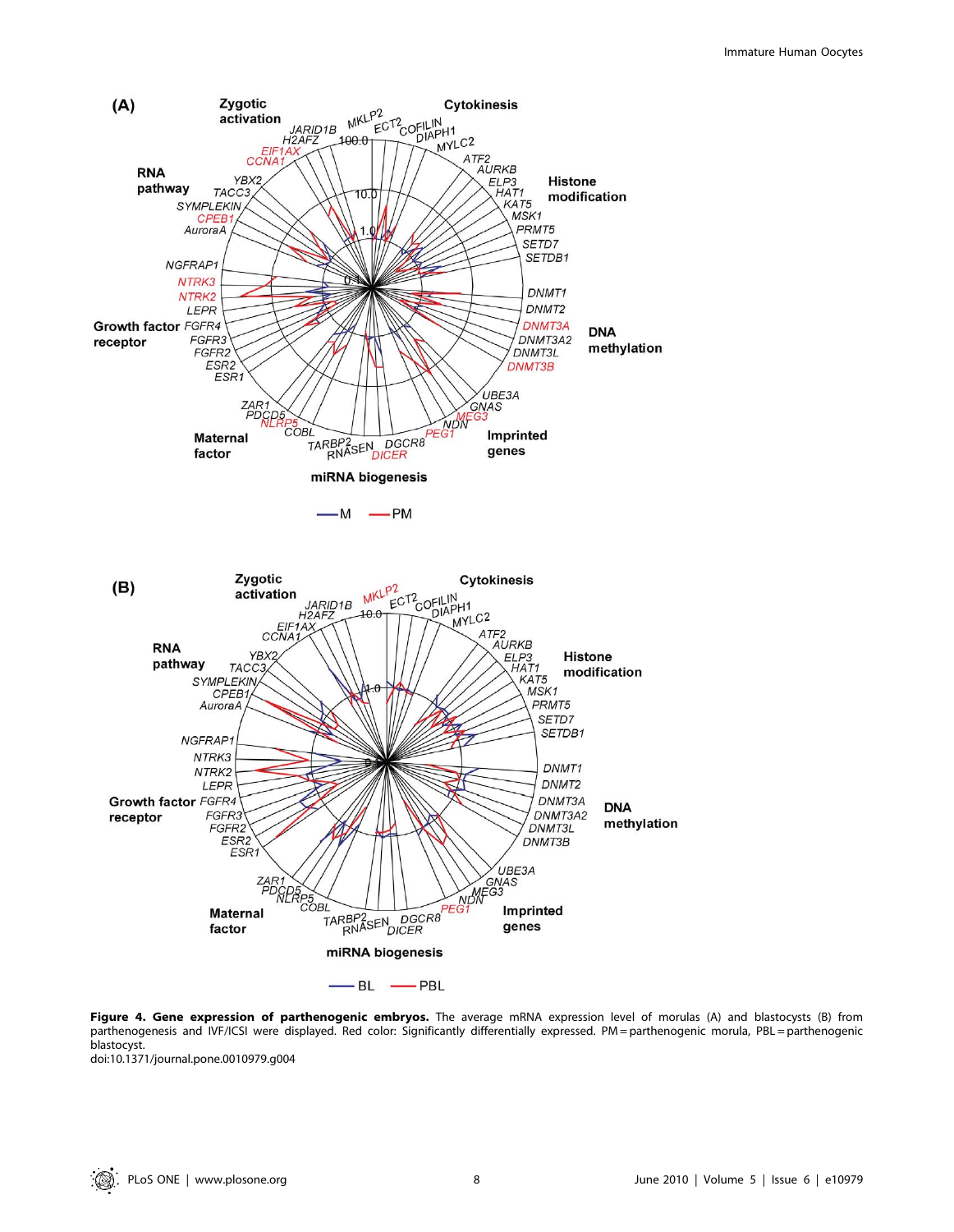**Figure 4. Gene expression of parthenogenic embryos.** The average mRNA expression level of morulas (A) and blastocysts (B) from parthenogenesis and IVF/ICSI were displayed. Red color: Significantly differentially expressed. PM = parthenogenic morula, PBL = parthenogenic blastocyst.

doi:10.1371/journal.pone.0010979.g004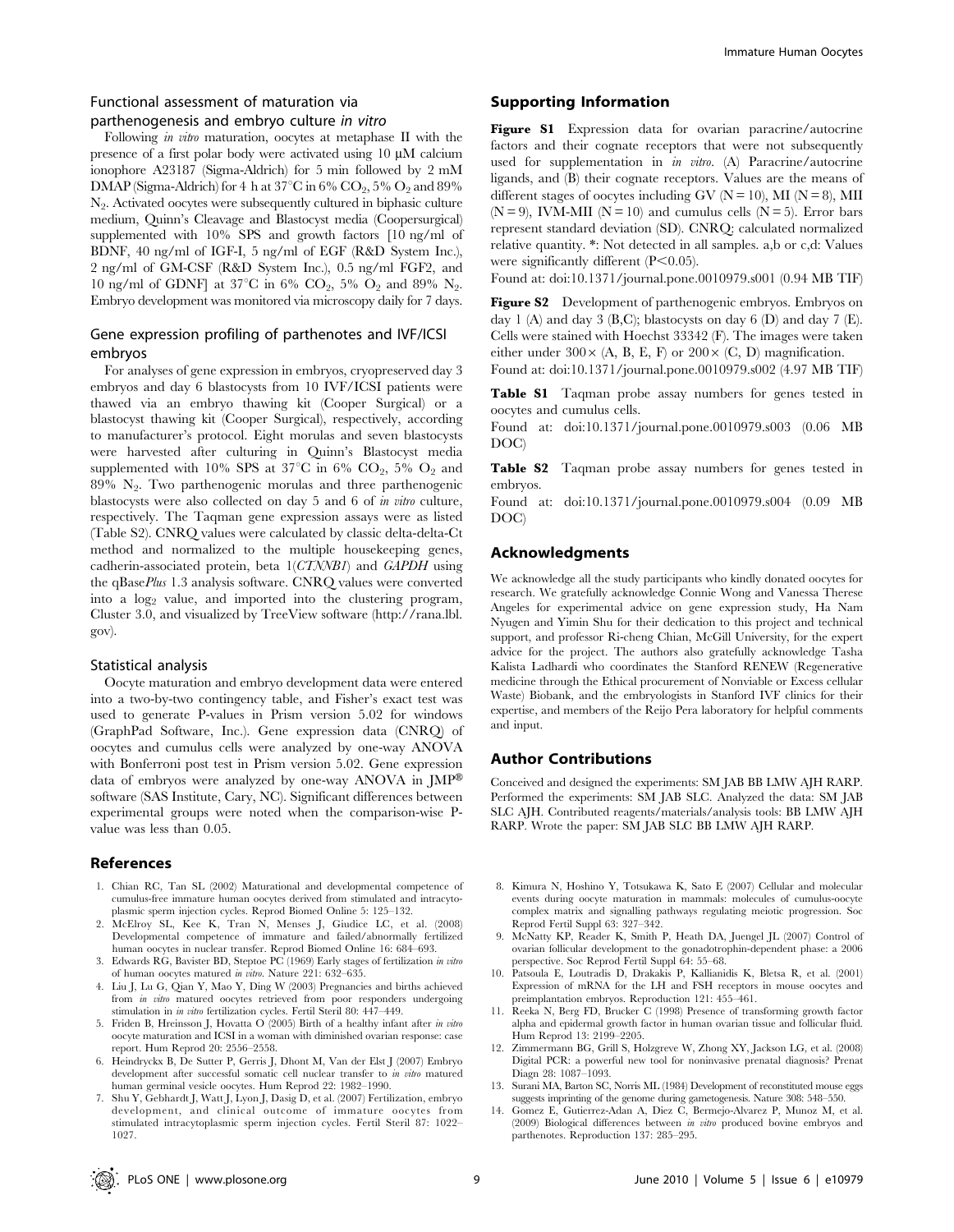### Functional assessment of maturation via parthenogenesis and embryo culture *in vitro*

Following *in vitro* maturation, oocytes at metaphase II with the presence of a first polar body were activated using 10 µM calcium ionophore A23187 (Sigma-Aldrich) for 5 min followed by 2 mM DMAP (Sigma-Aldrich) for 4 h at 37°C in 6% $CO_2$, 5% $O_2$ and 89% $N_2$. Activated oocytes were subsequently cultured in biphasic culture medium, Quinn's Cleavage and Blastocyst media (Coopersurgical) supplemented with 10% SPS and growth factors [10 ng/ml of BDNF, 40 ng/ml of IGF-I, 5 ng/ml of EGF (R&D System Inc.), 2 ng/ml of GM-CSF (R&D System Inc.), 0.5 ng/ml FGF2, and 10 ng/ml of GDNF] at 37°C in 6% $CO_2$, 5% $O_2$ and 89% $N_2$. Embryo development was monitored via microscopy daily for 7 days.

### Gene expression profiling of parthenotes and IVF/ICSI embryos

For analyses of gene expression in embryos, cryopreserved day 3 embryos and day 6 blastocysts from 10 IVF/ICSI patients were thawed via an embryo thawing kit (Cooper Surgical) or a blastocyst thawing kit (Cooper Surgical), respectively, according to manufacturer's protocol. Eight morulas and seven blastocysts were harvested after culturing in Quinn's Blastocyst media supplemented with 10% SPS at 37°C in 6% $CO_2$, 5% $O_2$ and 89% $N_2$. Two parthenogenic morulas and three parthenogenic blastocysts were also collected on day 5 and 6 of *in vitro* culture, respectively. The Taqman gene expression assays were as listed (Table S2). CNRQ values were calculated by classic delta-delta-Ct method and normalized to the multiple housekeeping genes, cadherin-associated protein, beta 1(*CTNNB1*) and *GAPDH* using the qBase*Plus* 1.3 analysis software. CNRQ values were converted into a $\log_2$ value, and imported into the clustering program, Cluster 3.0, and visualized by TreeView software (http://rana.lbl.gov).

### Statistical analysis

Oocyte maturation and embryo development data were entered into a two-by-two contingency table, and Fisher's exact test was used to generate P-values in Prism version 5.02 for windows (GraphPad Software, Inc.). Gene expression data (CNRQ) of oocytes and cumulus cells were analyzed by one-way ANOVA with Bonferroni post test in Prism version 5.02. Gene expression data of embryos were analyzed by one-way ANOVA in JMP® software (SAS Institute, Cary, NC). Significant differences between experimental groups were noted when the comparison-wise P-value was less than 0.05.

## Supporting Information

**Figure S1** Expression data for ovarian paracrine/autocrine factors and their cognate receptors that were not subsequently used for supplementation in *in vitro*. (A) Paracrine/autocrine ligands, and (B) their cognate receptors. Values are the means of different stages of oocytes including GV (N = 10), MI (N = 8), MII (N = 9), IVM-MII (N = 10) and cumulus cells (N = 5). Error bars represent standard deviation (SD). CNRQ: calculated normalized relative quantity. *: Not detected in all samples. a,b or c,d: Values were significantly different ($P<0.05$).

Found at: doi:10.1371/journal.pone.0010979.s001 (0.94 MB TIF)

**Figure S2** Development of parthenogenic embryos. Embryos on day 1 (A) and day 3 (B,C); blastocysts on day 6 (D) and day 7 (E). Cells were stained with Hoechst 33342 (F). The images were taken either under 300× (A, B, E, F) or 200× (C, D) magnification.

Found at: doi:10.1371/journal.pone.0010979.s002 (4.97 MB TIF)

**Table S1** Taqman probe assay numbers for genes tested in oocytes and cumulus cells.

Found at: doi:10.1371/journal.pone.0010979.s003 (0.06 MB DOC)

**Table S2** Taqman probe assay numbers for genes tested in embryos.

Found at: doi:10.1371/journal.pone.0010979.s004 (0.09 MB DOC)

## Acknowledgments

We acknowledge all the study participants who kindly donated oocytes for research. We gratefully acknowledge Connie Wong and Vanessa Therese Angeles for experimental advice on gene expression study, Ha Nam Nyugen and Yimin Shu for their dedication to this project and technical support, and professor Ri-cheng Chian, McGill University, for the expert advice for the project. The authors also gratefully acknowledge Tasha Kalista Ladhardi who coordinates the Stanford RENEW (Regenerative medicine through the Ethical procurement of Nonviable or Excess cellular Waste) Biobank, and the embryologists in Stanford IVF clinics for their expertise, and members of the Reijo Pera laboratory for helpful comments and input.

## Author Contributions

Conceived and designed the experiments: SM JAB BB LMW AJH RARP. Performed the experiments: SM JAB SLC. Analyzed the data: SM JAB SLC AJH. Contributed reagents/materials/analysis tools: BB LMW AJH RARP. Wrote the paper: SM JAB SLC BB LMW AJH RARP.

## References

1. Chian RC, Tan SL (2002) Maturational and developmental competence of cumulus-free immature human oocytes derived from stimulated and intracytoplasmic sperm injection cycles. Reprod Biomed Online 5: 125–132.
2. McElroy SL, Kee K, Tran N, Menses J, Giudice LC, et al. (2008) Developmental competence of immature and failed/abnormally fertilized human oocytes in nuclear transfer. Reprod Biomed Online 16: 684–693.
3. Edwards RG, Bavister BD, Steptoe PC (1969) Early stages of fertilization *in vitro* of human oocytes matured *in vitro*. Nature 221: 632–635.
4. Liu J, Lu G, Qian Y, Mao Y, Ding W (2003) Pregnancies and births achieved from *in vitro* matured oocytes retrieved from poor responders undergoing stimulation in *in vitro* fertilization cycles. Fertil Steril 80: 447–449.
5. Friden B, Hreinsson J, Hovatta O (2005) Birth of a healthy infant after *in vitro* oocyte maturation and ICSI in a woman with diminished ovarian response: case report. Hum Reprod 20: 2556–2558.
6. Heindryckx B, De Sutter P, Gerris J, Dhont M, Van der Elst J (2007) Embryo development after successful somatic cell nuclear transfer to *in vitro* matured human germinal vesicle oocytes. Hum Reprod 22: 1982–1990.
7. Shu Y, Gebhardt J, Watt J, Lyon J, Dasig D, et al. (2007) Fertilization, embryo development, and clinical outcome of immature oocytes from stimulated intracytoplasmic sperm injection cycles. Fertil Steril 87: 1022–1027.
8. Kimura N, Hoshino Y, Totsukawa K, Sato E (2007) Cellular and molecular events during oocyte maturation in mammals: molecules of cumulus-oocyte complex matrix and signalling pathways regulating meiotic progression. Soc Reprod Fertil Suppl 63: 327–342.
9. McNatty KP, Reader K, Smith P, Heath DA, Juengel JL (2007) Control of ovarian follicular development to the gonadotrophin-dependent phase: a 2006 perspective. Soc Reprod Fertil Suppl 64: 55–68.
10. Patsoula E, Loutradis D, Drakakis P, Kallianidis K, Bletsa R, et al. (2001) Expression of mRNA for the LH and FSH receptors in mouse oocytes and preimplantation embryos. Reproduction 121: 455–461.
11. Reeka N, Berg FD, Brucker C (1998) Presence of transforming growth factor alpha and epidermal growth factor in human ovarian tissue and follicular fluid. Hum Reprod 13: 2199–2205.
12. Zimmermann BG, Grill S, Holzgreve W, Zhong XY, Jackson LG, et al. (2008) Digital PCR: a powerful new tool for noninvasive prenatal diagnosis? Prenat Diagn 28: 1087–1093.
13. Surani MA, Barton SC, Norris ML (1984) Development of reconstituted mouse eggs suggests imprinting of the genome during gametogenesis. Nature 308: 548–550.
14. Gomez E, Gutierrez-Adan A, Diez C, Bermejo-Alvarez P, Munoz M, et al. (2009) Biological differences between *in vitro* produced bovine embryos and parthenotes. Reproduction 137: 285–295.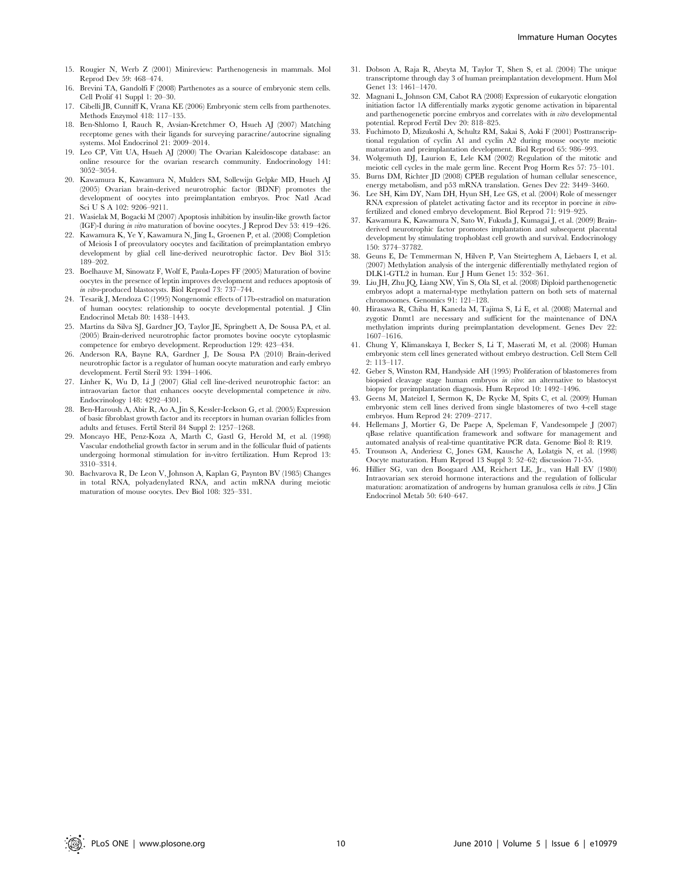15. Rougier N, Werb Z (2001) Minireview: Parthenogenesis in mammals. Mol Reprod Dev 59: 468–474.
16. Brevini TA, Gandolfi F (2008) Parthenotes as a source of embryonic stem cells. Cell Prolif 41 Suppl 1: 20–30.
17. Cibelli JB, Cunniff K, Vrana KE (2006) Embryonic stem cells from parthenotes. Methods Enzymol 418: 117–135.
18. Ben-Shlomo I, Rauch R, Avsian-Kretchmer O, Hsueh AJ (2007) Matching receptome genes with their ligands for surveying paracrine/autocrine signaling systems. Mol Endocrinol 21: 2009–2014.
19. Leo CP, Vitt UA, Hsueh AJ (2000) The Ovarian Kaleidoscope database: an online resource for the ovarian research community. Endocrinology 141: 3052–3054.
20. Kawamura K, Kawamura N, Mulders SM, Sollewijn Gelpke MD, Hsueh AJ (2005) Ovarian brain-derived neurotrophic factor (BDNF) promotes the development of oocytes into preimplantation embryos. Proc Natl Acad Sci U S A 102: 9206–9211.
21. Wasielak M, Bogacki M (2007) Apoptosis inhibition by insulin-like growth factor (IGF)-I during *in vitro* maturation of bovine oocytes. J Reprod Dev 53: 419–426.
22. Kawamura K, Ye Y, Kawamura N, Jing L, Groenen P, et al. (2008) Completion of Meiosis I of preovulatory oocytes and facilitation of preimplantation embryo development by glial cell line-derived neurotrophic factor. Dev Biol 315: 189–202.
23. Boelhauve M, Sinowatz F, Wolf E, Paula-Lopes FF (2005) Maturation of bovine oocytes in the presence of leptin improves development and reduces apoptosis of *in vitro*-produced blastocysts. Biol Reprod 73: 737–744.
24. Tesarik J, Mendoza C (1995) Nongenomic effects of 17b-estradiol on maturation of human oocytes: relationship to oocyte developmental potential. J Clin Endocrinol Metab 80: 1438–1443.
25. Martins da Silva SJ, Gardner JO, Taylor JE, Springbett A, De Sousa PA, et al. (2005) Brain-derived neurotrophic factor promotes bovine oocyte cytoplasmic competence for embryo development. Reproduction 129: 423–434.
26. Anderson RA, Bayne RA, Gardner J, De Sousa PA (2010) Brain-derived neurotrophic factor is a regulator of human oocyte maturation and early embryo development. Fertil Steril 93: 1394–1406.
27. Linher K, Wu D, Li J (2007) Glial cell line-derived neurotrophic factor: an intraovarian factor that enhances oocyte developmental competence *in vitro*. Endocrinology 148: 4292–4301.
28. Ben-Haroush A, Abir R, Ao A, Jin S, Kessler-Icekson G, et al. (2005) Expression of basic fibroblast growth factor and its receptors in human ovarian follicles from adults and fetuses. Fertil Steril 84 Suppl 2: 1257–1268.
29. Moncayo HE, Penz-Koza A, Marth C, Gastl G, Herold M, et al. (1998) Vascular endothelial growth factor in serum and in the follicular fluid of patients undergoing hormonal stimulation for in-vitro fertilization. Hum Reprod 13: 3310–3314.
30. Bachvarova R, De Leon V, Johnson A, Kaplan G, Paynton BV (1985) Changes in total RNA, polyadenylated RNA, and actin mRNA during meiotic maturation of mouse oocytes. Dev Biol 108: 325–331.
31. Dobson A, Raja R, Abeyta M, Taylor T, Shen S, et al. (2004) The unique transcriptome through day 3 of human preimplantation development. Hum Mol Genet 13: 1461–1470.
32. Magnani L, Johnson CM, Cabot RA (2008) Expression of eukaryotic elongation initiation factor 1A differentially marks zygotic genome activation in biparental and parthenogenetic porcine embryos and correlates with *in vitro* developmental potential. Reprod Fertil Dev 20: 818–825.
33. Fuchimoto D, Mizukoshi A, Schultz RM, Sakai S, Aoki F (2001) Posttranscriptional regulation of cyclin A1 and cyclin A2 during mouse oocyte meiotic maturation and preimplantation development. Biol Reprod 65: 986–993.
34. Wolgemuth DJ, Laurion E, Lele KM (2002) Regulation of the mitotic and meiotic cell cycles in the male germ line. Recent Prog Horm Res 57: 75–101.
35. Burns DM, Richter JD (2008) CPEB regulation of human cellular senescence, energy metabolism, and p53 mRNA translation. Genes Dev 22: 3449–3460.
36. Lee SH, Kim DY, Nam DH, Hyun SH, Lee GS, et al. (2004) Role of messenger RNA expression of platelet activating factor and its receptor in porcine *in vitro*-fertilized and cloned embryo development. Biol Reprod 71: 919–925.
37. Kawamura K, Kawamura N, Sato W, Fukuda J, Kumagai J, et al. (2009) Brain-derived neurotrophic factor promotes implantation and subsequent placental development by stimulating trophoblast cell growth and survival. Endocrinology 150: 3774–37782.
38. Geuns E, De Temmerman N, Hilven P, Van Steirteghem A, Liebaers I, et al. (2007) Methylation analysis of the intergenic differentially methylated region of DLK1-GTL2 in human. Eur J Hum Genet 15: 352–361.
39. Liu JH, Zhu JQ, Liang XW, Yin S, Ola SI, et al. (2008) Diploid parthenogenetic embryos adopt a maternal-type methylation pattern on both sets of maternal chromosomes. Genomics 91: 121–128.
40. Hirasawa R, Chiba H, Kaneda M, Tajima S, Li E, et al. (2008) Maternal and zygotic Dnmt1 are necessary and sufficient for the maintenance of DNA methylation imprints during preimplantation development. Genes Dev 22: 1607–1616.
41. Chung Y, Klimanskaya I, Becker S, Li T, Maserati M, et al. (2008) Human embryonic stem cell lines generated without embryo destruction. Cell Stem Cell 2: 113–117.
42. Geber S, Winston RM, Handyside AH (1995) Proliferation of blastomeres from biopsied cleavage stage human embryos *in vitro*: an alternative to blastocyst biopsy for preimplantation diagnosis. Hum Reprod 10: 1492–1496.
43. Geens M, Mateizel I, Sermon K, De Rycke M, Spits C, et al. (2009) Human embryonic stem cell lines derived from single blastomeres of two 4-cell stage embryos. Hum Reprod 24: 2709–2717.
44. Hellemans J, Mortier G, De Paepe A, Speleman F, Vandesompele J (2007) qBase relative quantification framework and software for management and automated analysis of real-time quantitative PCR data. Genome Biol 8: R19.
45. Trounson A, Anderiesz C, Jones GM, Kausche A, Lolatgis N, et al. (1998) Oocyte maturation. Hum Reprod 13 Suppl 3: 52–62; discussion 71-55.
46. Hillier SG, van den Boogaard AM, Reichert LE, Jr., van Hall EV (1980) Intraovarian sex steroid hormone interactions and the regulation of follicular maturation: aromatization of androgens by human granulosa cells *in vitro*. J Clin Endocrinol Metab 50: 640–647.